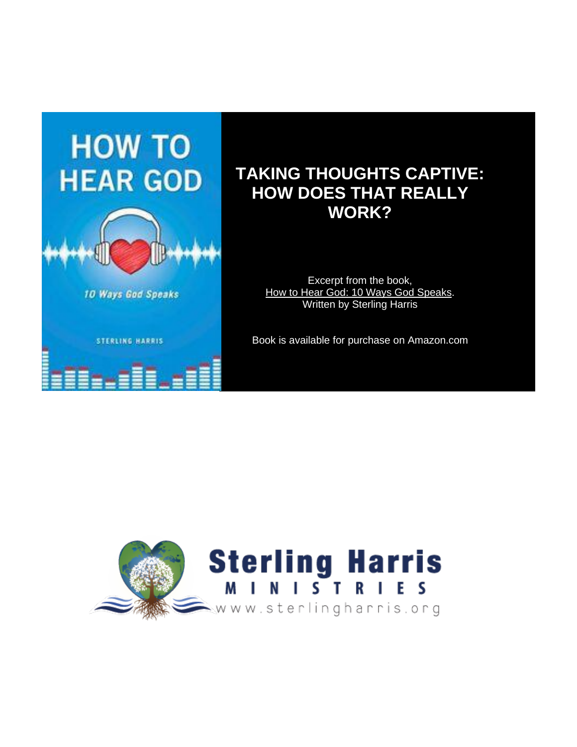# TAKING THOUGHTS CAPTIVE: HOW DOES THAT REALLY WORK?

Excerpt from the book,
How to Hear God: 10 Ways God Speaks.
Written by Sterling Harris

Book is available for purchase on Amazon.com

Sterling Harris
MINISTRIES
www.sterlingharris.org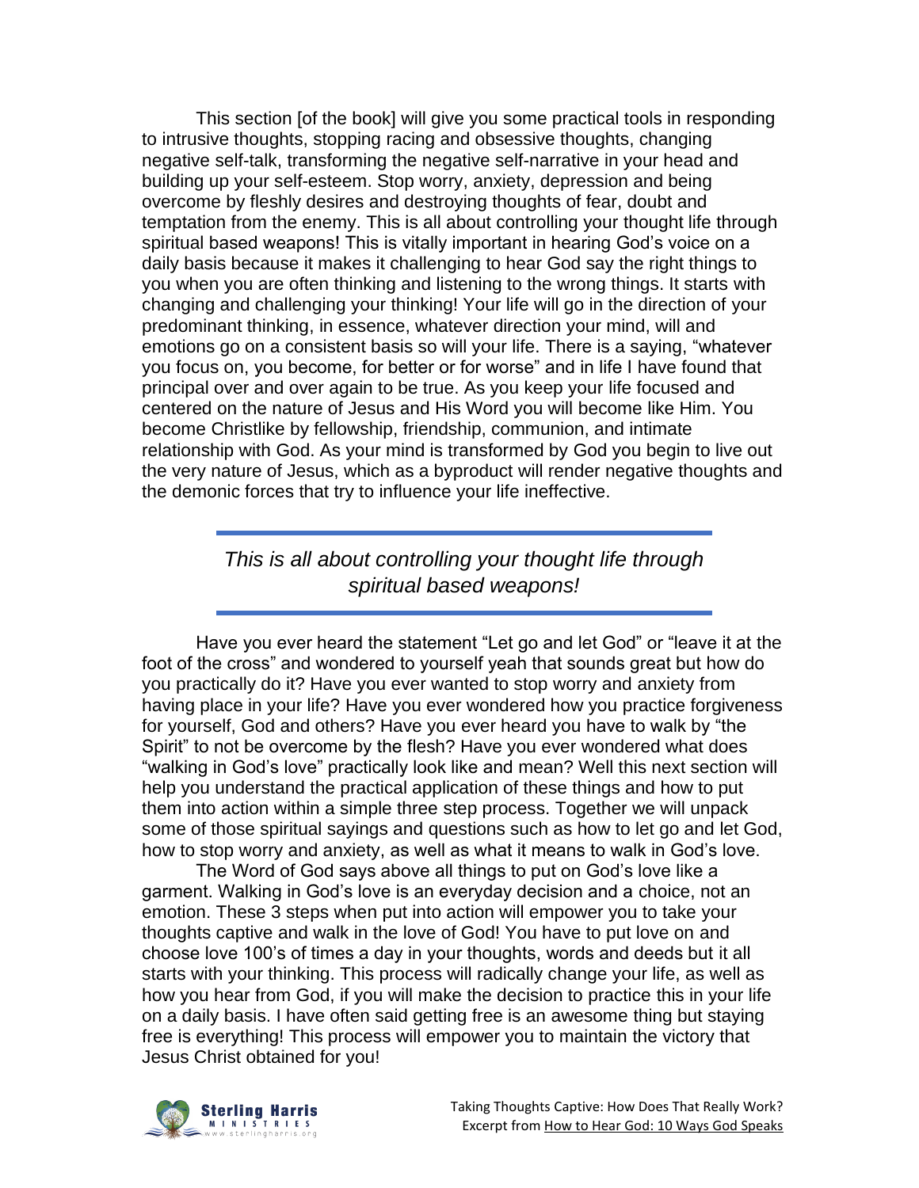This section [of the book] will give you some practical tools in responding to intrusive thoughts, stopping racing and obsessive thoughts, changing negative self-talk, transforming the negative self-narrative in your head and building up your self-esteem. Stop worry, anxiety, depression and being overcome by fleshly desires and destroying thoughts of fear, doubt and temptation from the enemy. This is all about controlling your thought life through spiritual based weapons! This is vitally important in hearing God's voice on a daily basis because it makes it challenging to hear God say the right things to you when you are often thinking and listening to the wrong things. It starts with changing and challenging your thinking! Your life will go in the direction of your predominant thinking, in essence, whatever direction your mind, will and emotions go on a consistent basis so will your life. There is a saying, "whatever you focus on, you become, for better or for worse" and in life I have found that principal over and over again to be true. As you keep your life focused and centered on the nature of Jesus and His Word you will become like Him. You become Christlike by fellowship, friendship, communion, and intimate relationship with God. As your mind is transformed by God you begin to live out the very nature of Jesus, which as a byproduct will render negative thoughts and the demonic forces that try to influence your life ineffective.

---

*This is all about controlling your thought life through spiritual based weapons!*

---

Have you ever heard the statement "Let go and let God" or "leave it at the foot of the cross" and wondered to yourself yeah that sounds great but how do you practically do it? Have you ever wanted to stop worry and anxiety from having place in your life? Have you ever wondered how you practice forgiveness for yourself, God and others? Have you ever heard you have to walk by "the Spirit" to not be overcome by the flesh? Have you ever wondered what does "walking in God's love" practically look like and mean? Well this next section will help you understand the practical application of these things and how to put them into action within a simple three step process. Together we will unpack some of those spiritual sayings and questions such as how to let go and let God, how to stop worry and anxiety, as well as what it means to walk in God's love.

The Word of God says above all things to put on God's love like a garment. Walking in God's love is an everyday decision and a choice, not an emotion. These 3 steps when put into action will empower you to take your thoughts captive and walk in the love of God! You have to put love on and choose love 100's of times a day in your thoughts, words and deeds but it all starts with your thinking. This process will radically change your life, as well as how you hear from God, if you will make the decision to practice this in your life on a daily basis. I have often said getting free is an awesome thing but staying free is everything! This process will empower you to maintain the victory that Jesus Christ obtained for you!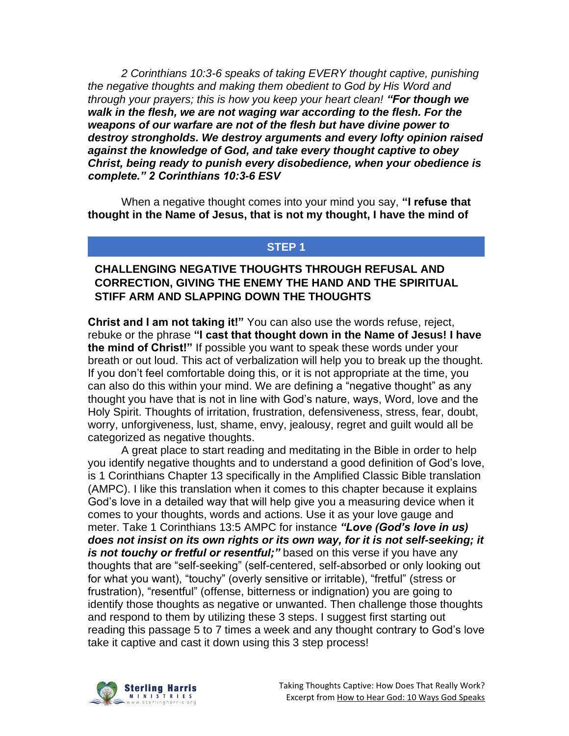*2 Corinthians 10:3-6 speaks of taking EVERY thought captive, punishing the negative thoughts and making them obedient to God by His Word and through your prayers; this is how you keep your heart clean!* ***"For though we walk in the flesh, we are not waging war according to the flesh. For the weapons of our warfare are not of the flesh but have divine power to destroy strongholds. We destroy arguments and every lofty opinion raised against the knowledge of God, and take every thought captive to obey Christ, being ready to punish every disobedience, when your obedience is complete." 2 Corinthians 10:3-6 ESV***

## STEP 1

### CHALLENGING NEGATIVE THOUGHTS THROUGH REFUSAL AND CORRECTION, GIVING THE ENEMY THE HAND AND THE SPIRITUAL STIFF ARM AND SLAPPING DOWN THE THOUGHTS

When a negative thought comes into your mind you say, **"I refuse that thought in the Name of Jesus, that is not my thought, I have the mind of Christ and I am not taking it!"** You can also use the words refuse, reject, rebuke or the phrase **"I cast that thought down in the Name of Jesus! I have the mind of Christ!"** If possible you want to speak these words under your breath or out loud. This act of verbalization will help you to break up the thought. If you don't feel comfortable doing this, or it is not appropriate at the time, you can also do this within your mind. We are defining a "negative thought" as any thought you have that is not in line with God's nature, ways, Word, love and the Holy Spirit. Thoughts of irritation, frustration, defensiveness, stress, fear, doubt, worry, unforgiveness, lust, shame, envy, jealousy, regret and guilt would all be categorized as negative thoughts.

A great place to start reading and meditating in the Bible in order to help you identify negative thoughts and to understand a good definition of God's love, is 1 Corinthians Chapter 13 specifically in the Amplified Classic Bible translation (AMPC). I like this translation when it comes to this chapter because it explains God's love in a detailed way that will help give you a measuring device when it comes to your thoughts, words and actions. Use it as your love gauge and meter. Take 1 Corinthians 13:5 AMPC for instance ***"Love (God's love in us) does not insist on its own rights or its own way, for it is not self-seeking; it is not touchy or fretful or resentful;"*** based on this verse if you have any thoughts that are "self-seeking" (self-centered, self-absorbed or only looking out for what you want), "touchy" (overly sensitive or irritable), "fretful" (stress or frustration), "resentful" (offense, bitterness or indignation) you are going to identify those thoughts as negative or unwanted. Then challenge those thoughts and respond to them by utilizing these 3 steps. I suggest first starting out reading this passage 5 to 7 times a week and any thought contrary to God's love take it captive and cast it down using this 3 step process!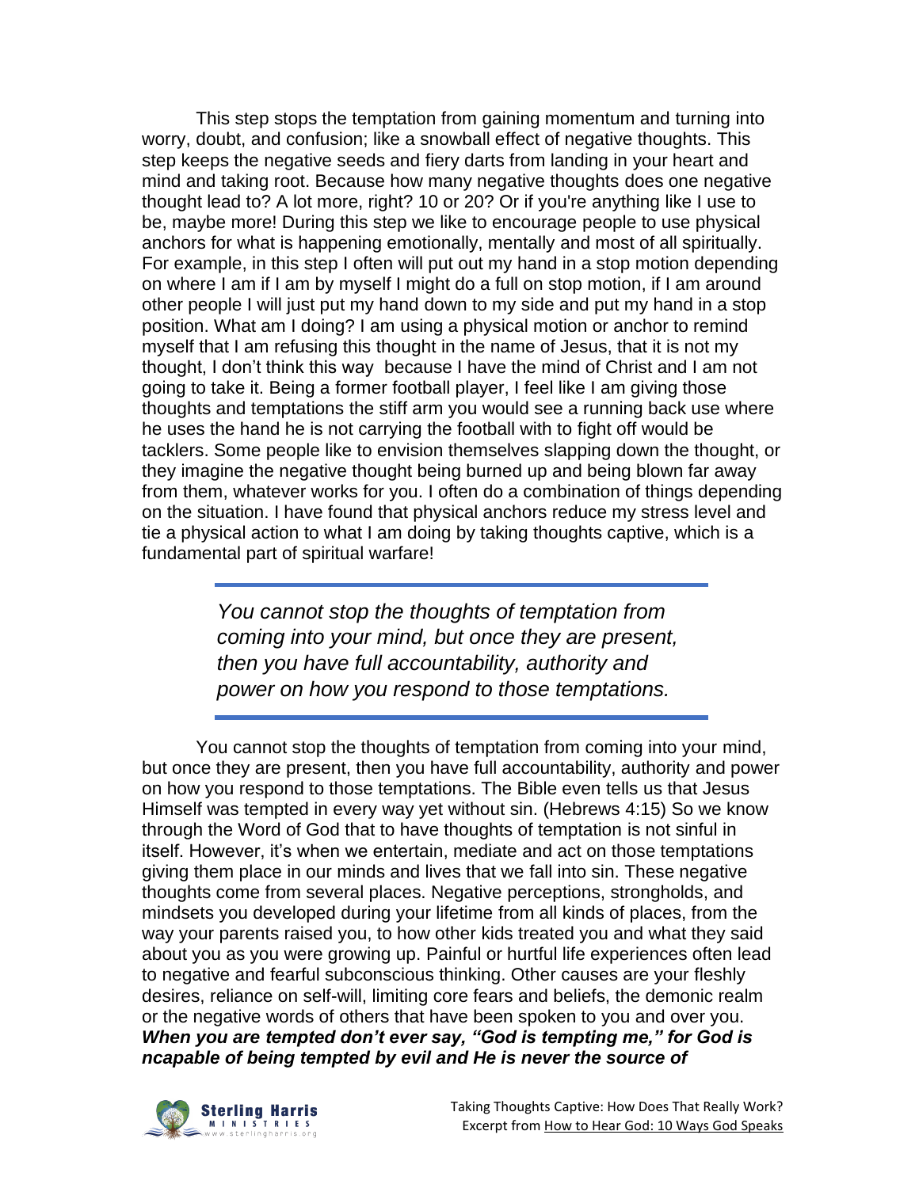This step stops the temptation from gaining momentum and turning into worry, doubt, and confusion; like a snowball effect of negative thoughts. This step keeps the negative seeds and fiery darts from landing in your heart and mind and taking root. Because how many negative thoughts does one negative thought lead to? A lot more, right? 10 or 20? Or if you're anything like I use to be, maybe more! During this step we like to encourage people to use physical anchors for what is happening emotionally, mentally and most of all spiritually. For example, in this step I often will put out my hand in a stop motion depending on where I am if I am by myself I might do a full on stop motion, if I am around other people I will just put my hand down to my side and put my hand in a stop position. What am I doing? I am using a physical motion or anchor to remind myself that I am refusing this thought in the name of Jesus, that it is not my thought, I don't think this way because I have the mind of Christ and I am not going to take it. Being a former football player, I feel like I am giving those thoughts and temptations the stiff arm you would see a running back use where he uses the hand he is not carrying the football with to fight off would be tacklers. Some people like to envision themselves slapping down the thought, or they imagine the negative thought being burned up and being blown far away from them, whatever works for you. I often do a combination of things depending on the situation. I have found that physical anchors reduce my stress level and tie a physical action to what I am doing by taking thoughts captive, which is a fundamental part of spiritual warfare!

> *You cannot stop the thoughts of temptation from coming into your mind, but once they are present, then you have full accountability, authority and power on how you respond to those temptations.*

You cannot stop the thoughts of temptation from coming into your mind, but once they are present, then you have full accountability, authority and power on how you respond to those temptations. The Bible even tells us that Jesus Himself was tempted in every way yet without sin. (Hebrews 4:15) So we know through the Word of God that to have thoughts of temptation is not sinful in itself. However, it's when we entertain, mediate and act on those temptations giving them place in our minds and lives that we fall into sin. These negative thoughts come from several places. Negative perceptions, strongholds, and mindsets you developed during your lifetime from all kinds of places, from the way your parents raised you, to how other kids treated you and what they said about you as you were growing up. Painful or hurtful life experiences often lead to negative and fearful subconscious thinking. Other causes are your fleshly desires, reliance on self-will, limiting core fears and beliefs, the demonic realm or the negative words of others that have been spoken to you and over you. ***When you are tempted don't ever say, "God is tempting me," for God is ncapable of being tempted by evil and He is never the source of***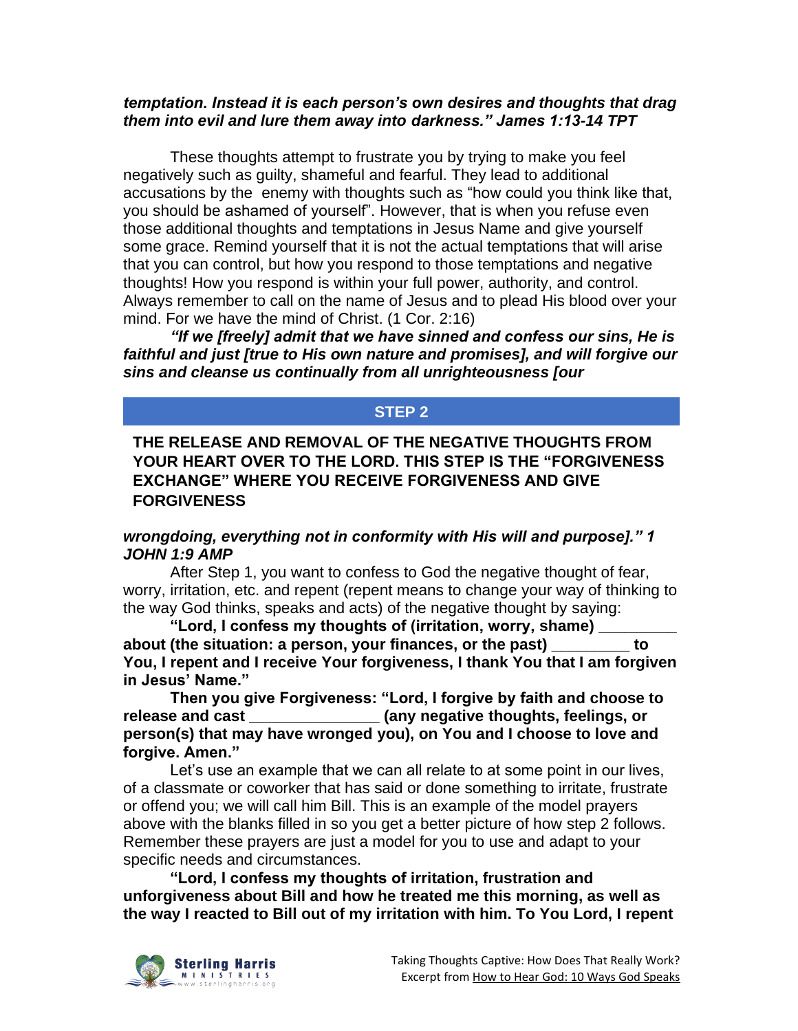***temptation. Instead it is each person's own desires and thoughts that drag them into evil and lure them away into darkness." James 1:13-14 TPT***

These thoughts attempt to frustrate you by trying to make you feel negatively such as guilty, shameful and fearful. They lead to additional accusations by the enemy with thoughts such as "how could you think like that, you should be ashamed of yourself". However, that is when you refuse even those additional thoughts and temptations in Jesus Name and give yourself some grace. Remind yourself that it is not the actual temptations that will arise that you can control, but how you respond to those temptations and negative thoughts! How you respond is within your full power, authority, and control. Always remember to call on the name of Jesus and to plead His blood over your mind. For we have the mind of Christ. (1 Cor. 2:16)

***"If we [freely] admit that we have sinned and confess our sins, He is faithful and just [true to His own nature and promises], and will forgive our sins and cleanse us continually from all unrighteousness [our wrongdoing, everything not in conformity with His will and purpose]." 1 JOHN 1:9 AMP***

## STEP 2

**THE RELEASE AND REMOVAL OF THE NEGATIVE THOUGHTS FROM YOUR HEART OVER TO THE LORD. THIS STEP IS THE "FORGIVENESS EXCHANGE" WHERE YOU RECEIVE FORGIVENESS AND GIVE FORGIVENESS**

After Step 1, you want to confess to God the negative thought of fear, worry, irritation, etc. and repent (repent means to change your way of thinking to the way God thinks, speaks and acts) of the negative thought by saying:

**"Lord, I confess my thoughts of (irritation, worry, shame) _________ about (the situation: a person, your finances, or the past) _________ to You, I repent and I receive Your forgiveness, I thank You that I am forgiven in Jesus' Name."**

**Then you give Forgiveness: "Lord, I forgive by faith and choose to release and cast _______________ (any negative thoughts, feelings, or person(s) that may have wronged you), on You and I choose to love and forgive. Amen."**

Let's use an example that we can all relate to at some point in our lives, of a classmate or coworker that has said or done something to irritate, frustrate or offend you; we will call him Bill. This is an example of the model prayers above with the blanks filled in so you get a better picture of how step 2 follows. Remember these prayers are just a model for you to use and adapt to your specific needs and circumstances.

**"Lord, I confess my thoughts of irritation, frustration and unforgiveness about Bill and how he treated me this morning, as well as the way I reacted to Bill out of my irritation with him. To You Lord, I repent**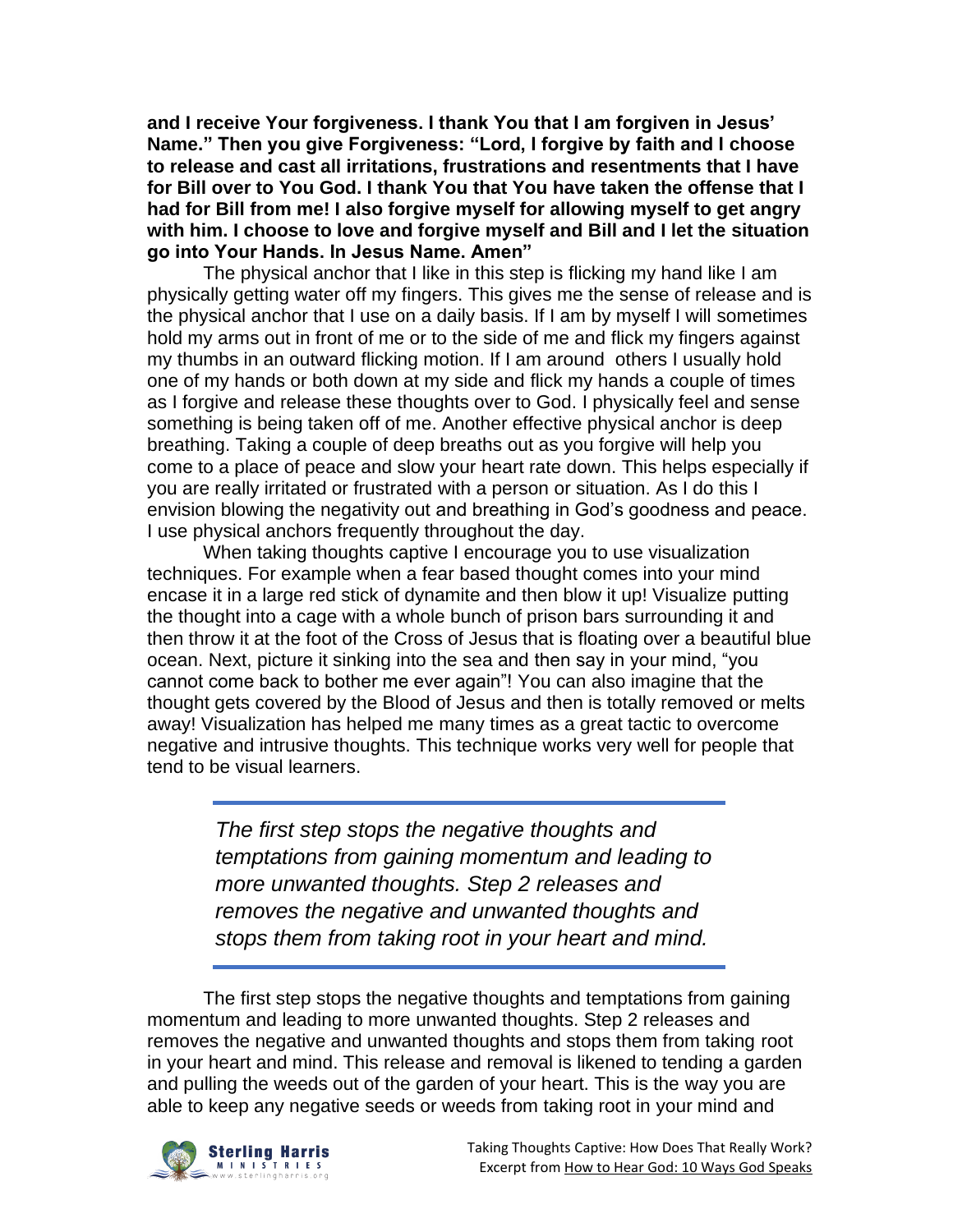**and I receive Your forgiveness. I thank You that I am forgiven in Jesus' Name." Then you give Forgiveness: "Lord, I forgive by faith and I choose to release and cast all irritations, frustrations and resentments that I have for Bill over to You God. I thank You that You have taken the offense that I had for Bill from me! I also forgive myself for allowing myself to get angry with him. I choose to love and forgive myself and Bill and I let the situation go into Your Hands. In Jesus Name. Amen"**

The physical anchor that I like in this step is flicking my hand like I am physically getting water off my fingers. This gives me the sense of release and is the physical anchor that I use on a daily basis. If I am by myself I will sometimes hold my arms out in front of me or to the side of me and flick my fingers against my thumbs in an outward flicking motion. If I am around others I usually hold one of my hands or both down at my side and flick my hands a couple of times as I forgive and release these thoughts over to God. I physically feel and sense something is being taken off of me. Another effective physical anchor is deep breathing. Taking a couple of deep breaths out as you forgive will help you come to a place of peace and slow your heart rate down. This helps especially if you are really irritated or frustrated with a person or situation. As I do this I envision blowing the negativity out and breathing in God's goodness and peace. I use physical anchors frequently throughout the day.

When taking thoughts captive I encourage you to use visualization techniques. For example when a fear based thought comes into your mind encase it in a large red stick of dynamite and then blow it up! Visualize putting the thought into a cage with a whole bunch of prison bars surrounding it and then throw it at the foot of the Cross of Jesus that is floating over a beautiful blue ocean. Next, picture it sinking into the sea and then say in your mind, "you cannot come back to bother me ever again"! You can also imagine that the thought gets covered by the Blood of Jesus and then is totally removed or melts away! Visualization has helped me many times as a great tactic to overcome negative and intrusive thoughts. This technique works very well for people that tend to be visual learners.

> *The first step stops the negative thoughts and temptations from gaining momentum and leading to more unwanted thoughts. Step 2 releases and removes the negative and unwanted thoughts and stops them from taking root in your heart and mind.*

The first step stops the negative thoughts and temptations from gaining momentum and leading to more unwanted thoughts. Step 2 releases and removes the negative and unwanted thoughts and stops them from taking root in your heart and mind. This release and removal is likened to tending a garden and pulling the weeds out of the garden of your heart. This is the way you are able to keep any negative seeds or weeds from taking root in your mind and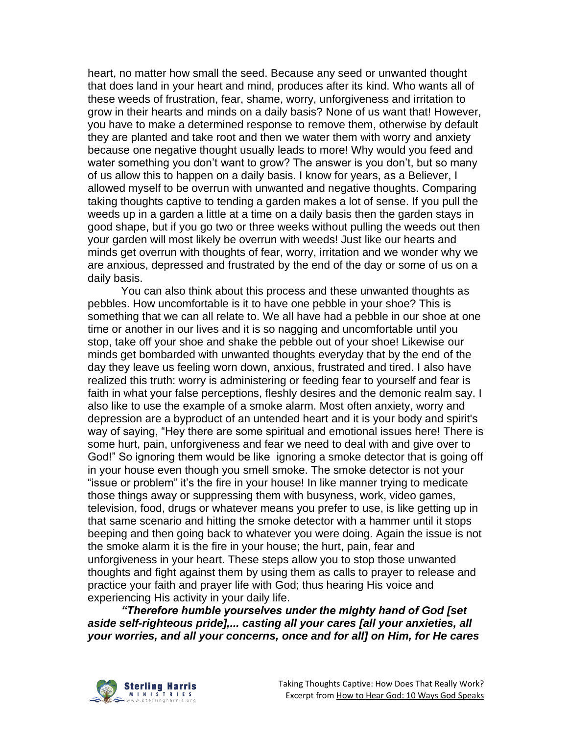heart, no matter how small the seed. Because any seed or unwanted thought that does land in your heart and mind, produces after its kind. Who wants all of these weeds of frustration, fear, shame, worry, unforgiveness and irritation to grow in their hearts and minds on a daily basis? None of us want that! However, you have to make a determined response to remove them, otherwise by default they are planted and take root and then we water them with worry and anxiety because one negative thought usually leads to more! Why would you feed and water something you don't want to grow? The answer is you don't, but so many of us allow this to happen on a daily basis. I know for years, as a Believer, I allowed myself to be overrun with unwanted and negative thoughts. Comparing taking thoughts captive to tending a garden makes a lot of sense. If you pull the weeds up in a garden a little at a time on a daily basis then the garden stays in good shape, but if you go two or three weeks without pulling the weeds out then your garden will most likely be overrun with weeds! Just like our hearts and minds get overrun with thoughts of fear, worry, irritation and we wonder why we are anxious, depressed and frustrated by the end of the day or some of us on a daily basis.

You can also think about this process and these unwanted thoughts as pebbles. How uncomfortable is it to have one pebble in your shoe? This is something that we can all relate to. We all have had a pebble in our shoe at one time or another in our lives and it is so nagging and uncomfortable until you stop, take off your shoe and shake the pebble out of your shoe! Likewise our minds get bombarded with unwanted thoughts everyday that by the end of the day they leave us feeling worn down, anxious, frustrated and tired. I also have realized this truth: worry is administering or feeding fear to yourself and fear is faith in what your false perceptions, fleshly desires and the demonic realm say. I also like to use the example of a smoke alarm. Most often anxiety, worry and depression are a byproduct of an untended heart and it is your body and spirit's way of saying, "Hey there are some spiritual and emotional issues here! There is some hurt, pain, unforgiveness and fear we need to deal with and give over to God!" So ignoring them would be like ignoring a smoke detector that is going off in your house even though you smell smoke. The smoke detector is not your "issue or problem" it's the fire in your house! In like manner trying to medicate those things away or suppressing them with busyness, work, video games, television, food, drugs or whatever means you prefer to use, is like getting up in that same scenario and hitting the smoke detector with a hammer until it stops beeping and then going back to whatever you were doing. Again the issue is not the smoke alarm it is the fire in your house; the hurt, pain, fear and unforgiveness in your heart. These steps allow you to stop those unwanted thoughts and fight against them by using them as calls to prayer to release and practice your faith and prayer life with God; thus hearing His voice and experiencing His activity in your daily life.

***"Therefore humble yourselves under the mighty hand of God [set aside self-righteous pride],... casting all your cares [all your anxieties, all your worries, and all your concerns, once and for all] on Him, for He cares***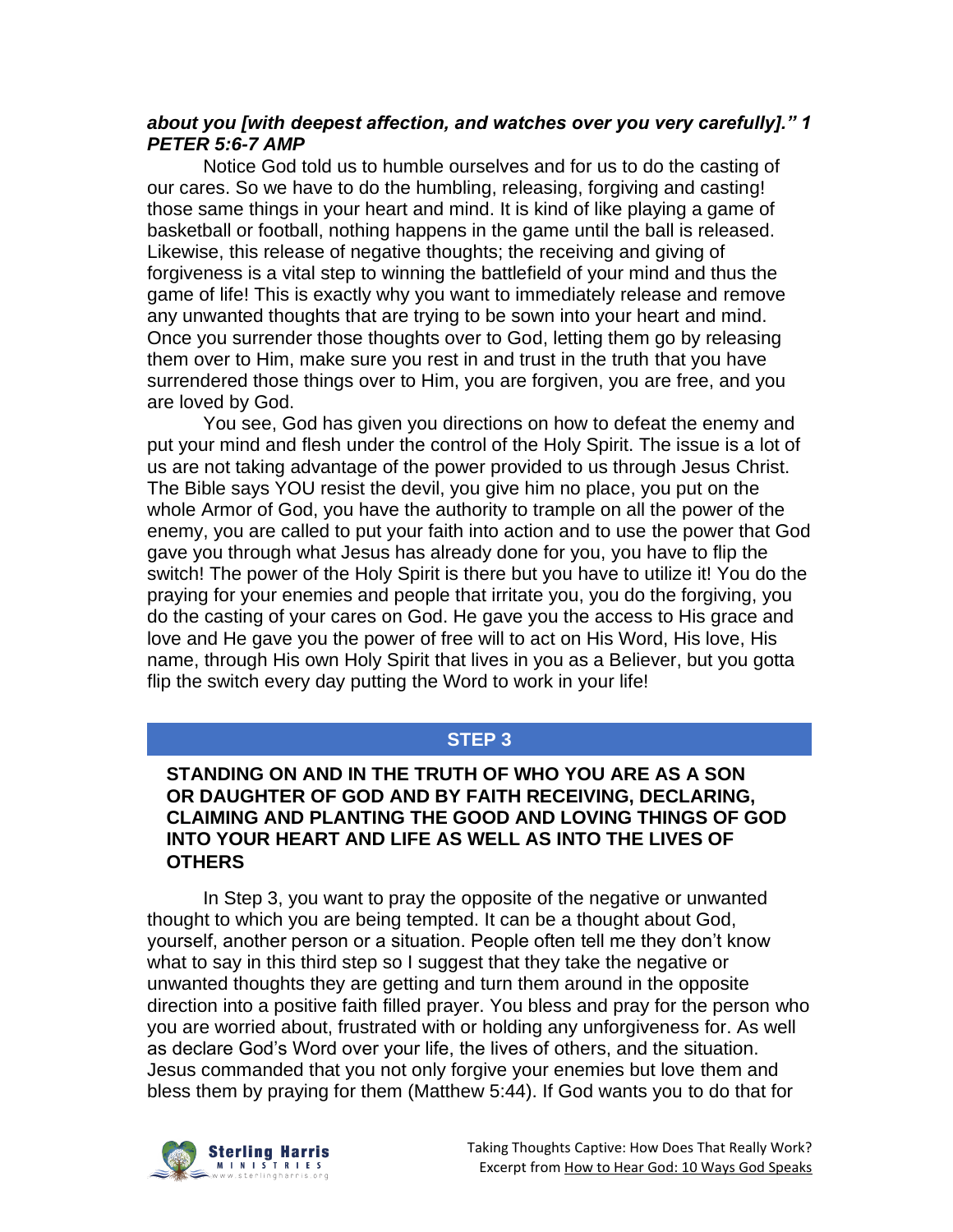***about you [with deepest affection, and watches over you very carefully]." 1 PETER 5:6-7 AMP***

Notice God told us to humble ourselves and for us to do the casting of our cares. So we have to do the humbling, releasing, forgiving and casting! those same things in your heart and mind. It is kind of like playing a game of basketball or football, nothing happens in the game until the ball is released. Likewise, this release of negative thoughts; the receiving and giving of forgiveness is a vital step to winning the battlefield of your mind and thus the game of life! This is exactly why you want to immediately release and remove any unwanted thoughts that are trying to be sown into your heart and mind. Once you surrender those thoughts over to God, letting them go by releasing them over to Him, make sure you rest in and trust in the truth that you have surrendered those things over to Him, you are forgiven, you are free, and you are loved by God.

You see, God has given you directions on how to defeat the enemy and put your mind and flesh under the control of the Holy Spirit. The issue is a lot of us are not taking advantage of the power provided to us through Jesus Christ. The Bible says YOU resist the devil, you give him no place, you put on the whole Armor of God, you have the authority to trample on all the power of the enemy, you are called to put your faith into action and to use the power that God gave you through what Jesus has already done for you, you have to flip the switch! The power of the Holy Spirit is there but you have to utilize it! You do the praying for your enemies and people that irritate you, you do the forgiving, you do the casting of your cares on God. He gave you the access to His grace and love and He gave you the power of free will to act on His Word, His love, His name, through His own Holy Spirit that lives in you as a Believer, but you gotta flip the switch every day putting the Word to work in your life!

## STEP 3

### STANDING ON AND IN THE TRUTH OF WHO YOU ARE AS A SON OR DAUGHTER OF GOD AND BY FAITH RECEIVING, DECLARING, CLAIMING AND PLANTING THE GOOD AND LOVING THINGS OF GOD INTO YOUR HEART AND LIFE AS WELL AS INTO THE LIVES OF OTHERS

In Step 3, you want to pray the opposite of the negative or unwanted thought to which you are being tempted. It can be a thought about God, yourself, another person or a situation. People often tell me they don't know what to say in this third step so I suggest that they take the negative or unwanted thoughts they are getting and turn them around in the opposite direction into a positive faith filled prayer. You bless and pray for the person who you are worried about, frustrated with or holding any unforgiveness for. As well as declare God's Word over your life, the lives of others, and the situation. Jesus commanded that you not only forgive your enemies but love them and bless them by praying for them (Matthew 5:44). If God wants you to do that for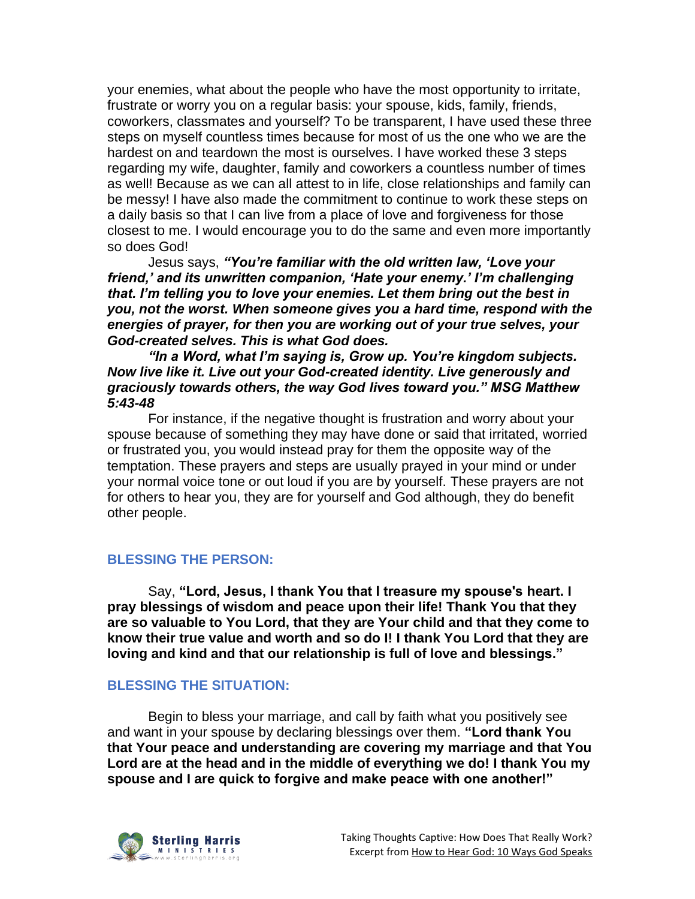your enemies, what about the people who have the most opportunity to irritate, frustrate or worry you on a regular basis: your spouse, kids, family, friends, coworkers, classmates and yourself? To be transparent, I have used these three steps on myself countless times because for most of us the one who we are the hardest on and teardown the most is ourselves. I have worked these 3 steps regarding my wife, daughter, family and coworkers a countless number of times as well! Because as we can all attest to in life, close relationships and family can be messy! I have also made the commitment to continue to work these steps on a daily basis so that I can live from a place of love and forgiveness for those closest to me. I would encourage you to do the same and even more importantly so does God!

Jesus says, ***"You're familiar with the old written law, 'Love your friend,' and its unwritten companion, 'Hate your enemy.' I'm challenging that. I'm telling you to love your enemies. Let them bring out the best in you, not the worst. When someone gives you a hard time, respond with the energies of prayer, for then you are working out of your true selves, your God-created selves. This is what God does.***

***"In a Word, what I'm saying is, Grow up. You're kingdom subjects. Now live like it. Live out your God-created identity. Live generously and graciously towards others, the way God lives toward you." MSG Matthew 5:43-48***

For instance, if the negative thought is frustration and worry about your spouse because of something they may have done or said that irritated, worried or frustrated you, you would instead pray for them the opposite way of the temptation. These prayers and steps are usually prayed in your mind or under your normal voice tone or out loud if you are by yourself. These prayers are not for others to hear you, they are for yourself and God although, they do benefit other people.

## BLESSING THE PERSON:

Say, **"Lord, Jesus, I thank You that I treasure my spouse's heart. I pray blessings of wisdom and peace upon their life! Thank You that they are so valuable to You Lord, that they are Your child and that they come to know their true value and worth and so do I! I thank You Lord that they are loving and kind and that our relationship is full of love and blessings."**

## BLESSING THE SITUATION:

Begin to bless your marriage, and call by faith what you positively see and want in your spouse by declaring blessings over them. **"Lord thank You that Your peace and understanding are covering my marriage and that You Lord are at the head and in the middle of everything we do! I thank You my spouse and I are quick to forgive and make peace with one another!"**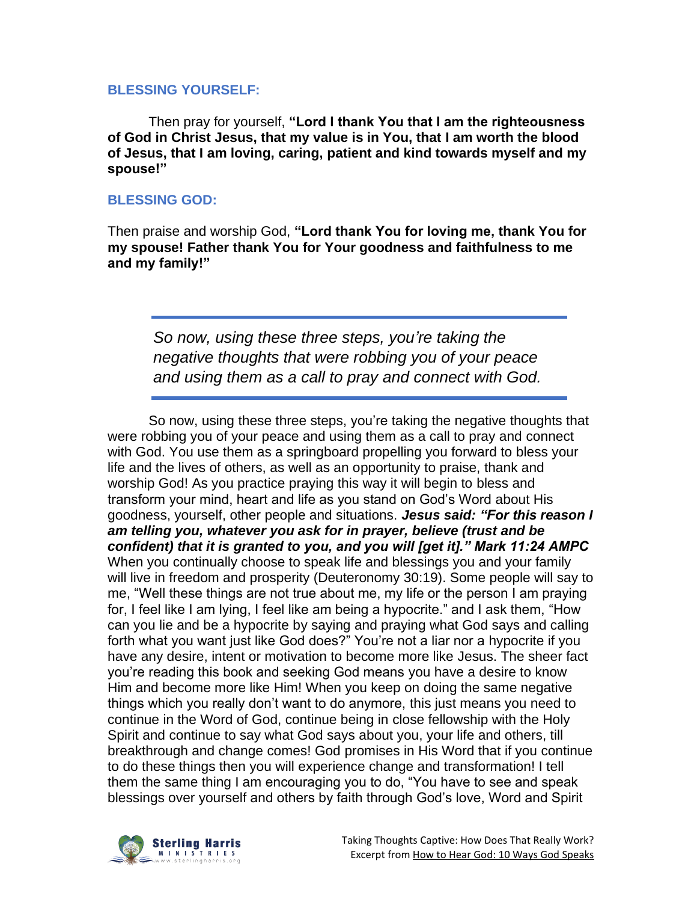### BLESSING YOURSELF:

Then pray for yourself, **"Lord I thank You that I am the righteousness of God in Christ Jesus, that my value is in You, that I am worth the blood of Jesus, that I am loving, caring, patient and kind towards myself and my spouse!"**

### BLESSING GOD:

Then praise and worship God, **"Lord thank You for loving me, thank You for my spouse! Father thank You for Your goodness and faithfulness to me and my family!"**

> *So now, using these three steps, you're taking the negative thoughts that were robbing you of your peace and using them as a call to pray and connect with God.*

So now, using these three steps, you're taking the negative thoughts that were robbing you of your peace and using them as a call to pray and connect with God. You use them as a springboard propelling you forward to bless your life and the lives of others, as well as an opportunity to praise, thank and worship God! As you practice praying this way it will begin to bless and transform your mind, heart and life as you stand on God's Word about His goodness, yourself, other people and situations. ***Jesus said: "For this reason I am telling you, whatever you ask for in prayer, believe (trust and be confident) that it is granted to you, and you will [get it]." Mark 11:24 AMPC*** When you continually choose to speak life and blessings you and your family will live in freedom and prosperity (Deuteronomy 30:19). Some people will say to me, "Well these things are not true about me, my life or the person I am praying for, I feel like I am lying, I feel like am being a hypocrite." and I ask them, "How can you lie and be a hypocrite by saying and praying what God says and calling forth what you want just like God does?" You're not a liar nor a hypocrite if you have any desire, intent or motivation to become more like Jesus. The sheer fact you're reading this book and seeking God means you have a desire to know Him and become more like Him! When you keep on doing the same negative things which you really don't want to do anymore, this just means you need to continue in the Word of God, continue being in close fellowship with the Holy Spirit and continue to say what God says about you, your life and others, till breakthrough and change comes! God promises in His Word that if you continue to do these things then you will experience change and transformation! I tell them the same thing I am encouraging you to do, "You have to see and speak blessings over yourself and others by faith through God's love, Word and Spirit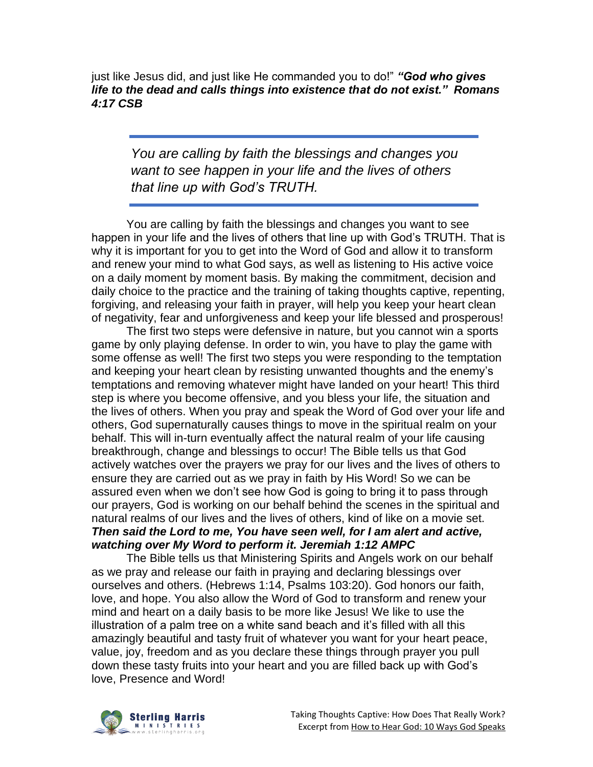just like Jesus did, and just like He commanded you to do!" ***"God who gives life to the dead and calls things into existence that do not exist." Romans 4:17 CSB***

> *You are calling by faith the blessings and changes you want to see happen in your life and the lives of others that line up with God's TRUTH.*

You are calling by faith the blessings and changes you want to see happen in your life and the lives of others that line up with God's TRUTH. That is why it is important for you to get into the Word of God and allow it to transform and renew your mind to what God says, as well as listening to His active voice on a daily moment by moment basis. By making the commitment, decision and daily choice to the practice and the training of taking thoughts captive, repenting, forgiving, and releasing your faith in prayer, will help you keep your heart clean of negativity, fear and unforgiveness and keep your life blessed and prosperous!

The first two steps were defensive in nature, but you cannot win a sports game by only playing defense. In order to win, you have to play the game with some offense as well! The first two steps you were responding to the temptation and keeping your heart clean by resisting unwanted thoughts and the enemy's temptations and removing whatever might have landed on your heart! This third step is where you become offensive, and you bless your life, the situation and the lives of others. When you pray and speak the Word of God over your life and others, God supernaturally causes things to move in the spiritual realm on your behalf. This will in-turn eventually affect the natural realm of your life causing breakthrough, change and blessings to occur! The Bible tells us that God actively watches over the prayers we pray for our lives and the lives of others to ensure they are carried out as we pray in faith by His Word! So we can be assured even when we don't see how God is going to bring it to pass through our prayers, God is working on our behalf behind the scenes in the spiritual and natural realms of our lives and the lives of others, kind of like on a movie set. ***Then said the Lord to me, You have seen well, for I am alert and active, watching over My Word to perform it. Jeremiah 1:12 AMPC***

The Bible tells us that Ministering Spirits and Angels work on our behalf as we pray and release our faith in praying and declaring blessings over ourselves and others. (Hebrews 1:14, Psalms 103:20). God honors our faith, love, and hope. You also allow the Word of God to transform and renew your mind and heart on a daily basis to be more like Jesus! We like to use the illustration of a palm tree on a white sand beach and it's filled with all this amazingly beautiful and tasty fruit of whatever you want for your heart peace, value, joy, freedom and as you declare these things through prayer you pull down these tasty fruits into your heart and you are filled back up with God's love, Presence and Word!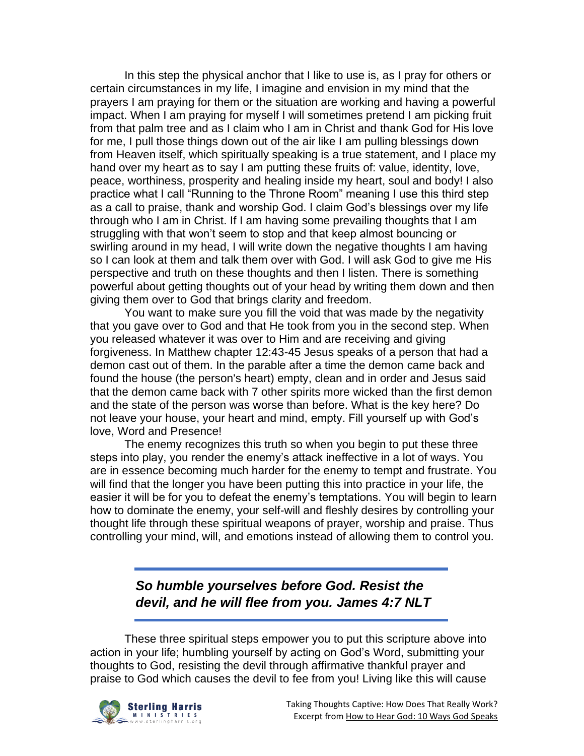In this step the physical anchor that I like to use is, as I pray for others or certain circumstances in my life, I imagine and envision in my mind that the prayers I am praying for them or the situation are working and having a powerful impact. When I am praying for myself I will sometimes pretend I am picking fruit from that palm tree and as I claim who I am in Christ and thank God for His love for me, I pull those things down out of the air like I am pulling blessings down from Heaven itself, which spiritually speaking is a true statement, and I place my hand over my heart as to say I am putting these fruits of: value, identity, love, peace, worthiness, prosperity and healing inside my heart, soul and body! I also practice what I call "Running to the Throne Room" meaning I use this third step as a call to praise, thank and worship God. I claim God's blessings over my life through who I am in Christ. If I am having some prevailing thoughts that I am struggling with that won't seem to stop and that keep almost bouncing or swirling around in my head, I will write down the negative thoughts I am having so I can look at them and talk them over with God. I will ask God to give me His perspective and truth on these thoughts and then I listen. There is something powerful about getting thoughts out of your head by writing them down and then giving them over to God that brings clarity and freedom.

You want to make sure you fill the void that was made by the negativity that you gave over to God and that He took from you in the second step. When you released whatever it was over to Him and are receiving and giving forgiveness. In Matthew chapter 12:43-45 Jesus speaks of a person that had a demon cast out of them. In the parable after a time the demon came back and found the house (the person's heart) empty, clean and in order and Jesus said that the demon came back with 7 other spirits more wicked than the first demon and the state of the person was worse than before. What is the key here? Do not leave your house, your heart and mind, empty. Fill yourself up with God's love, Word and Presence!

The enemy recognizes this truth so when you begin to put these three steps into play, you render the enemy's attack ineffective in a lot of ways. You are in essence becoming much harder for the enemy to tempt and frustrate. You will find that the longer you have been putting this into practice in your life, the easier it will be for you to defeat the enemy's temptations. You will begin to learn how to dominate the enemy, your self-will and fleshly desires by controlling your thought life through these spiritual weapons of prayer, worship and praise. Thus controlling your mind, will, and emotions instead of allowing them to control you.

---

***So humble yourselves before God. Resist the devil, and he will flee from you. James 4:7 NLT***

---

These three spiritual steps empower you to put this scripture above into action in your life; humbling yourself by acting on God's Word, submitting your thoughts to God, resisting the devil through affirmative thankful prayer and praise to God which causes the devil to fee from you! Living like this will cause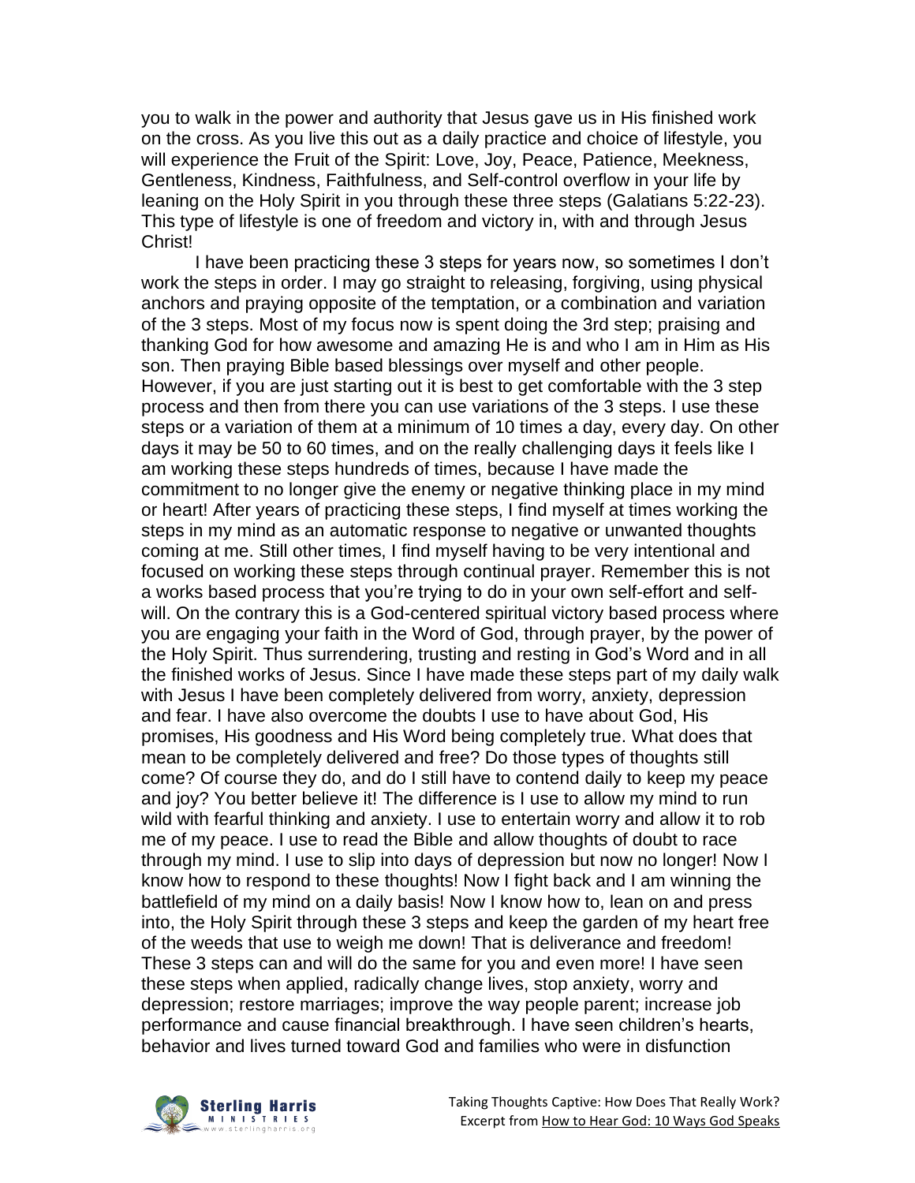you to walk in the power and authority that Jesus gave us in His finished work on the cross. As you live this out as a daily practice and choice of lifestyle, you will experience the Fruit of the Spirit: Love, Joy, Peace, Patience, Meekness, Gentleness, Kindness, Faithfulness, and Self-control overflow in your life by leaning on the Holy Spirit in you through these three steps (Galatians 5:22-23). This type of lifestyle is one of freedom and victory in, with and through Jesus Christ!

I have been practicing these 3 steps for years now, so sometimes I don't work the steps in order. I may go straight to releasing, forgiving, using physical anchors and praying opposite of the temptation, or a combination and variation of the 3 steps. Most of my focus now is spent doing the 3rd step; praising and thanking God for how awesome and amazing He is and who I am in Him as His son. Then praying Bible based blessings over myself and other people. However, if you are just starting out it is best to get comfortable with the 3 step process and then from there you can use variations of the 3 steps. I use these steps or a variation of them at a minimum of 10 times a day, every day. On other days it may be 50 to 60 times, and on the really challenging days it feels like I am working these steps hundreds of times, because I have made the commitment to no longer give the enemy or negative thinking place in my mind or heart! After years of practicing these steps, I find myself at times working the steps in my mind as an automatic response to negative or unwanted thoughts coming at me. Still other times, I find myself having to be very intentional and focused on working these steps through continual prayer. Remember this is not a works based process that you're trying to do in your own self-effort and self-will. On the contrary this is a God-centered spiritual victory based process where you are engaging your faith in the Word of God, through prayer, by the power of the Holy Spirit. Thus surrendering, trusting and resting in God's Word and in all the finished works of Jesus. Since I have made these steps part of my daily walk with Jesus I have been completely delivered from worry, anxiety, depression and fear. I have also overcome the doubts I use to have about God, His promises, His goodness and His Word being completely true. What does that mean to be completely delivered and free? Do those types of thoughts still come? Of course they do, and do I still have to contend daily to keep my peace and joy? You better believe it! The difference is I use to allow my mind to run wild with fearful thinking and anxiety. I use to entertain worry and allow it to rob me of my peace. I use to read the Bible and allow thoughts of doubt to race through my mind. I use to slip into days of depression but now no longer! Now I know how to respond to these thoughts! Now I fight back and I am winning the battlefield of my mind on a daily basis! Now I know how to, lean on and press into, the Holy Spirit through these 3 steps and keep the garden of my heart free of the weeds that use to weigh me down! That is deliverance and freedom! These 3 steps can and will do the same for you and even more! I have seen these steps when applied, radically change lives, stop anxiety, worry and depression; restore marriages; improve the way people parent; increase job performance and cause financial breakthrough. I have seen children's hearts, behavior and lives turned toward God and families who were in disfunction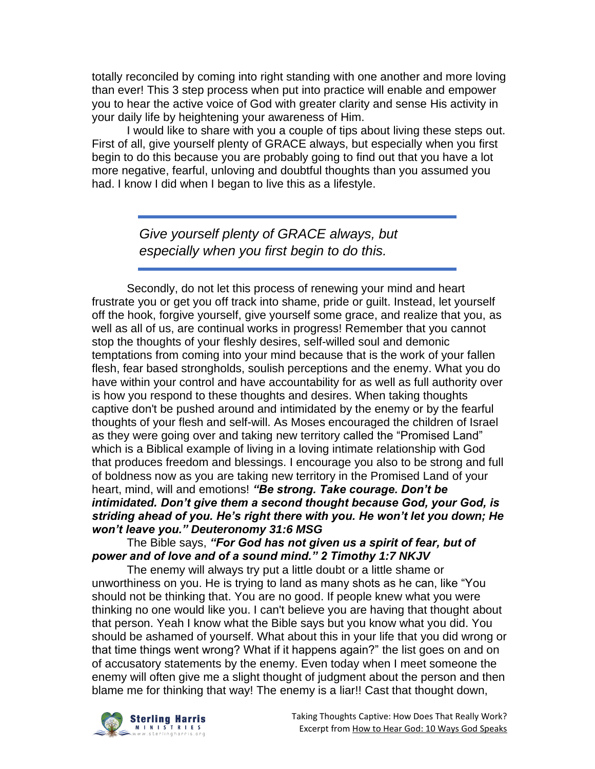totally reconciled by coming into right standing with one another and more loving than ever! This 3 step process when put into practice will enable and empower you to hear the active voice of God with greater clarity and sense His activity in your daily life by heightening your awareness of Him.

I would like to share with you a couple of tips about living these steps out. First of all, give yourself plenty of GRACE always, but especially when you first begin to do this because you are probably going to find out that you have a lot more negative, fearful, unloving and doubtful thoughts than you assumed you had. I know I did when I began to live this as a lifestyle.

> *Give yourself plenty of GRACE always, but especially when you first begin to do this.*

Secondly, do not let this process of renewing your mind and heart frustrate you or get you off track into shame, pride or guilt. Instead, let yourself off the hook, forgive yourself, give yourself some grace, and realize that you, as well as all of us, are continual works in progress! Remember that you cannot stop the thoughts of your fleshly desires, self-willed soul and demonic temptations from coming into your mind because that is the work of your fallen flesh, fear based strongholds, soulish perceptions and the enemy. What you do have within your control and have accountability for as well as full authority over is how you respond to these thoughts and desires. When taking thoughts captive don't be pushed around and intimidated by the enemy or by the fearful thoughts of your flesh and self-will. As Moses encouraged the children of Israel as they were going over and taking new territory called the "Promised Land" which is a Biblical example of living in a loving intimate relationship with God that produces freedom and blessings. I encourage you also to be strong and full of boldness now as you are taking new territory in the Promised Land of your heart, mind, will and emotions! ***"Be strong. Take courage. Don't be intimidated. Don't give them a second thought because God, your God, is striding ahead of you. He's right there with you. He won't let you down; He won't leave you." Deuteronomy 31:6 MSG***

The Bible says, ***"For God has not given us a spirit of fear, but of power and of love and of a sound mind." 2 Timothy 1:7 NKJV***

The enemy will always try put a little doubt or a little shame or unworthiness on you. He is trying to land as many shots as he can, like "You should not be thinking that. You are no good. If people knew what you were thinking no one would like you. I can't believe you are having that thought about that person. Yeah I know what the Bible says but you know what you did. You should be ashamed of yourself. What about this in your life that you did wrong or that time things went wrong? What if it happens again?" the list goes on and on of accusatory statements by the enemy. Even today when I meet someone the enemy will often give me a slight thought of judgment about the person and then blame me for thinking that way! The enemy is a liar!! Cast that thought down,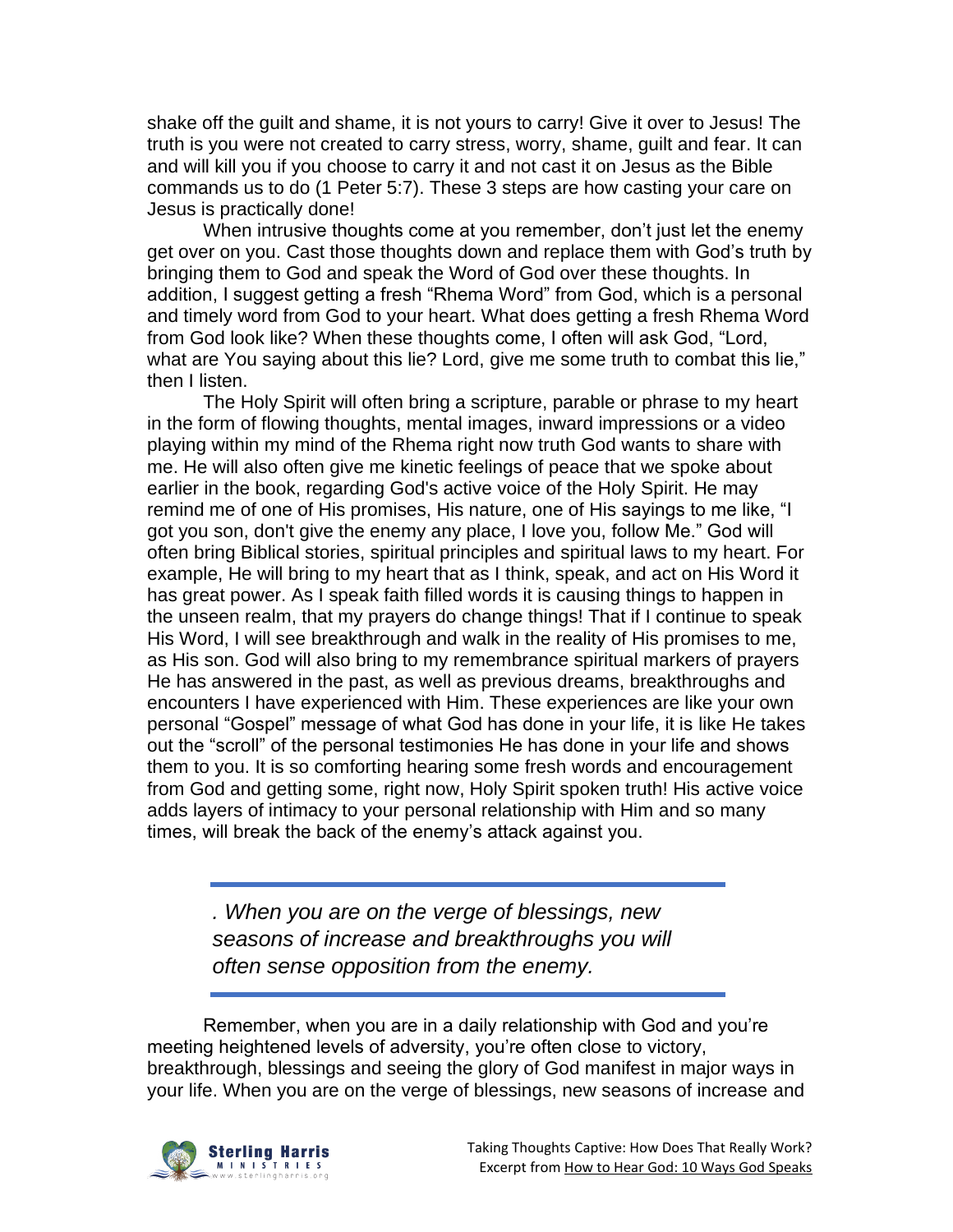shake off the guilt and shame, it is not yours to carry! Give it over to Jesus! The truth is you were not created to carry stress, worry, shame, guilt and fear. It can and will kill you if you choose to carry it and not cast it on Jesus as the Bible commands us to do (1 Peter 5:7). These 3 steps are how casting your care on Jesus is practically done!

When intrusive thoughts come at you remember, don't just let the enemy get over on you. Cast those thoughts down and replace them with God's truth by bringing them to God and speak the Word of God over these thoughts. In addition, I suggest getting a fresh "Rhema Word" from God, which is a personal and timely word from God to your heart. What does getting a fresh Rhema Word from God look like? When these thoughts come, I often will ask God, "Lord, what are You saying about this lie? Lord, give me some truth to combat this lie," then I listen.

The Holy Spirit will often bring a scripture, parable or phrase to my heart in the form of flowing thoughts, mental images, inward impressions or a video playing within my mind of the Rhema right now truth God wants to share with me. He will also often give me kinetic feelings of peace that we spoke about earlier in the book, regarding God's active voice of the Holy Spirit. He may remind me of one of His promises, His nature, one of His sayings to me like, "I got you son, don't give the enemy any place, I love you, follow Me." God will often bring Biblical stories, spiritual principles and spiritual laws to my heart. For example, He will bring to my heart that as I think, speak, and act on His Word it has great power. As I speak faith filled words it is causing things to happen in the unseen realm, that my prayers do change things! That if I continue to speak His Word, I will see breakthrough and walk in the reality of His promises to me, as His son. God will also bring to my remembrance spiritual markers of prayers He has answered in the past, as well as previous dreams, breakthroughs and encounters I have experienced with Him. These experiences are like your own personal "Gospel" message of what God has done in your life, it is like He takes out the "scroll" of the personal testimonies He has done in your life and shows them to you. It is so comforting hearing some fresh words and encouragement from God and getting some, right now, Holy Spirit spoken truth! His active voice adds layers of intimacy to your personal relationship with Him and so many times, will break the back of the enemy's attack against you.

> *. When you are on the verge of blessings, new seasons of increase and breakthroughs you will often sense opposition from the enemy.*

Remember, when you are in a daily relationship with God and you're meeting heightened levels of adversity, you're often close to victory, breakthrough, blessings and seeing the glory of God manifest in major ways in your life. When you are on the verge of blessings, new seasons of increase and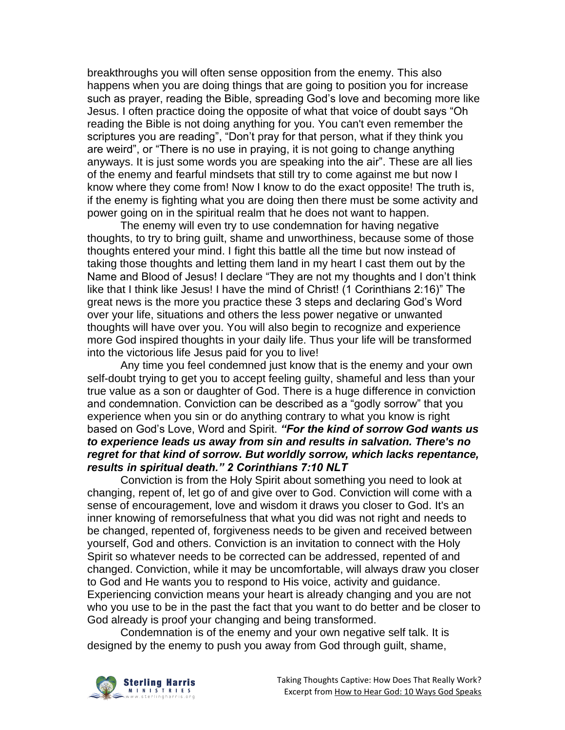breakthroughs you will often sense opposition from the enemy. This also happens when you are doing things that are going to position you for increase such as prayer, reading the Bible, spreading God's love and becoming more like Jesus. I often practice doing the opposite of what that voice of doubt says "Oh reading the Bible is not doing anything for you. You can't even remember the scriptures you are reading", "Don't pray for that person, what if they think you are weird", or "There is no use in praying, it is not going to change anything anyways. It is just some words you are speaking into the air". These are all lies of the enemy and fearful mindsets that still try to come against me but now I know where they come from! Now I know to do the exact opposite! The truth is, if the enemy is fighting what you are doing then there must be some activity and power going on in the spiritual realm that he does not want to happen.

The enemy will even try to use condemnation for having negative thoughts, to try to bring guilt, shame and unworthiness, because some of those thoughts entered your mind. I fight this battle all the time but now instead of taking those thoughts and letting them land in my heart I cast them out by the Name and Blood of Jesus! I declare "They are not my thoughts and I don't think like that I think like Jesus! I have the mind of Christ! (1 Corinthians 2:16)" The great news is the more you practice these 3 steps and declaring God's Word over your life, situations and others the less power negative or unwanted thoughts will have over you. You will also begin to recognize and experience more God inspired thoughts in your daily life. Thus your life will be transformed into the victorious life Jesus paid for you to live!

Any time you feel condemned just know that is the enemy and your own self-doubt trying to get you to accept feeling guilty, shameful and less than your true value as a son or daughter of God. There is a huge difference in conviction and condemnation. Conviction can be described as a "godly sorrow" that you experience when you sin or do anything contrary to what you know is right based on God's Love, Word and Spirit. ***"For the kind of sorrow God wants us to experience leads us away from sin and results in salvation. There's no regret for that kind of sorrow. But worldly sorrow, which lacks repentance, results in spiritual death." 2 Corinthians 7:10 NLT***

Conviction is from the Holy Spirit about something you need to look at changing, repent of, let go of and give over to God. Conviction will come with a sense of encouragement, love and wisdom it draws you closer to God. It's an inner knowing of remorsefulness that what you did was not right and needs to be changed, repented of, forgiveness needs to be given and received between yourself, God and others. Conviction is an invitation to connect with the Holy Spirit so whatever needs to be corrected can be addressed, repented of and changed. Conviction, while it may be uncomfortable, will always draw you closer to God and He wants you to respond to His voice, activity and guidance. Experiencing conviction means your heart is already changing and you are not who you use to be in the past the fact that you want to do better and be closer to God already is proof your changing and being transformed.

Condemnation is of the enemy and your own negative self talk. It is designed by the enemy to push you away from God through guilt, shame,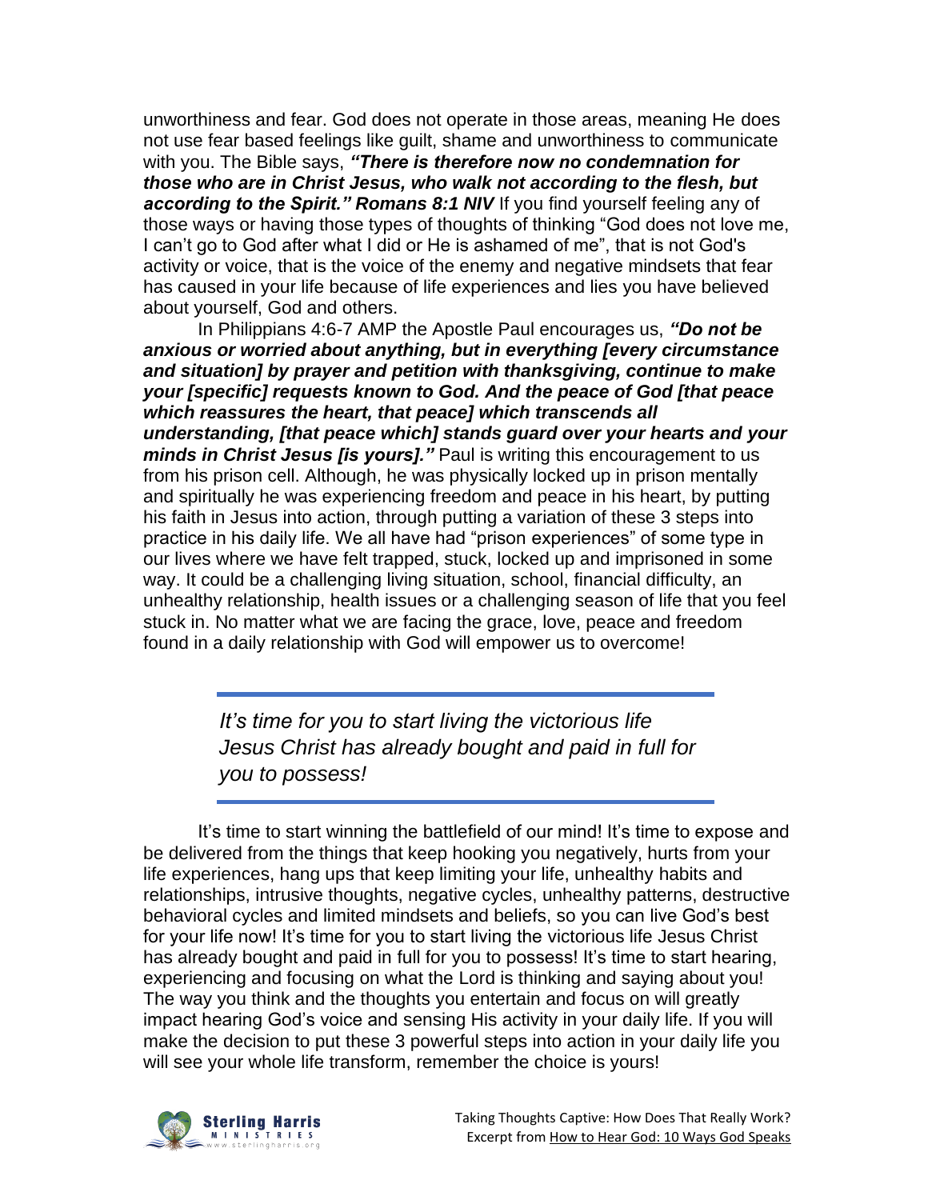unworthiness and fear. God does not operate in those areas, meaning He does not use fear based feelings like guilt, shame and unworthiness to communicate with you. The Bible says, ***"There is therefore now no condemnation for those who are in Christ Jesus, who walk not according to the flesh, but according to the Spirit." Romans 8:1 NIV*** If you find yourself feeling any of those ways or having those types of thoughts of thinking "God does not love me, I can't go to God after what I did or He is ashamed of me", that is not God's activity or voice, that is the voice of the enemy and negative mindsets that fear has caused in your life because of life experiences and lies you have believed about yourself, God and others.

In Philippians 4:6-7 AMP the Apostle Paul encourages us, ***"Do not be anxious or worried about anything, but in everything [every circumstance and situation] by prayer and petition with thanksgiving, continue to make your [specific] requests known to God. And the peace of God [that peace which reassures the heart, that peace] which transcends all understanding, [that peace which] stands guard over your hearts and your minds in Christ Jesus [is yours]."*** Paul is writing this encouragement to us from his prison cell. Although, he was physically locked up in prison mentally and spiritually he was experiencing freedom and peace in his heart, by putting his faith in Jesus into action, through putting a variation of these 3 steps into practice in his daily life. We all have had "prison experiences" of some type in our lives where we have felt trapped, stuck, locked up and imprisoned in some way. It could be a challenging living situation, school, financial difficulty, an unhealthy relationship, health issues or a challenging season of life that you feel stuck in. No matter what we are facing the grace, love, peace and freedom found in a daily relationship with God will empower us to overcome!

> *It's time for you to start living the victorious life Jesus Christ has already bought and paid in full for you to possess!*

It's time to start winning the battlefield of our mind! It's time to expose and be delivered from the things that keep hooking you negatively, hurts from your life experiences, hang ups that keep limiting your life, unhealthy habits and relationships, intrusive thoughts, negative cycles, unhealthy patterns, destructive behavioral cycles and limited mindsets and beliefs, so you can live God's best for your life now! It's time for you to start living the victorious life Jesus Christ has already bought and paid in full for you to possess! It's time to start hearing, experiencing and focusing on what the Lord is thinking and saying about you! The way you think and the thoughts you entertain and focus on will greatly impact hearing God's voice and sensing His activity in your daily life. If you will make the decision to put these 3 powerful steps into action in your daily life you will see your whole life transform, remember the choice is yours!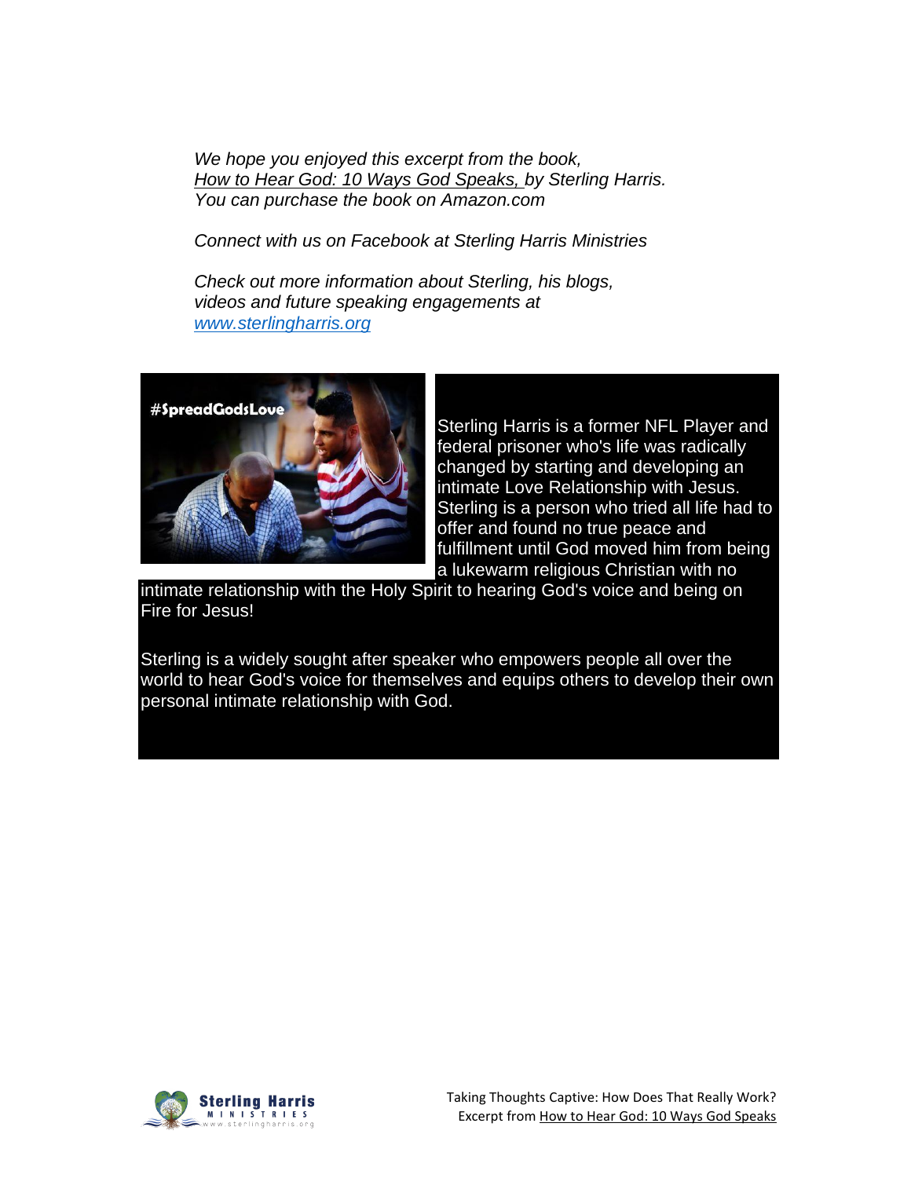*We hope you enjoyed this excerpt from the book,*
*How to Hear God: 10 Ways God Speaks, by Sterling Harris.*
*You can purchase the book on Amazon.com*

*Connect with us on Facebook at Sterling Harris Ministries*

*Check out more information about Sterling, his blogs, videos and future speaking engagements at* *[www.sterlingharris.org](http://www.sterlingharris.org)*

Sterling Harris is a former NFL Player and federal prisoner who's life was radically changed by starting and developing an intimate Love Relationship with Jesus. Sterling is a person who tried all life had to offer and found no true peace and fulfillment until God moved him from being a lukewarm religious Christian with no intimate relationship with the Holy Spirit to hearing God's voice and being on Fire for Jesus!

Sterling is a widely sought after speaker who empowers people all over the world to hear God's voice for themselves and equips others to develop their own personal intimate relationship with God.